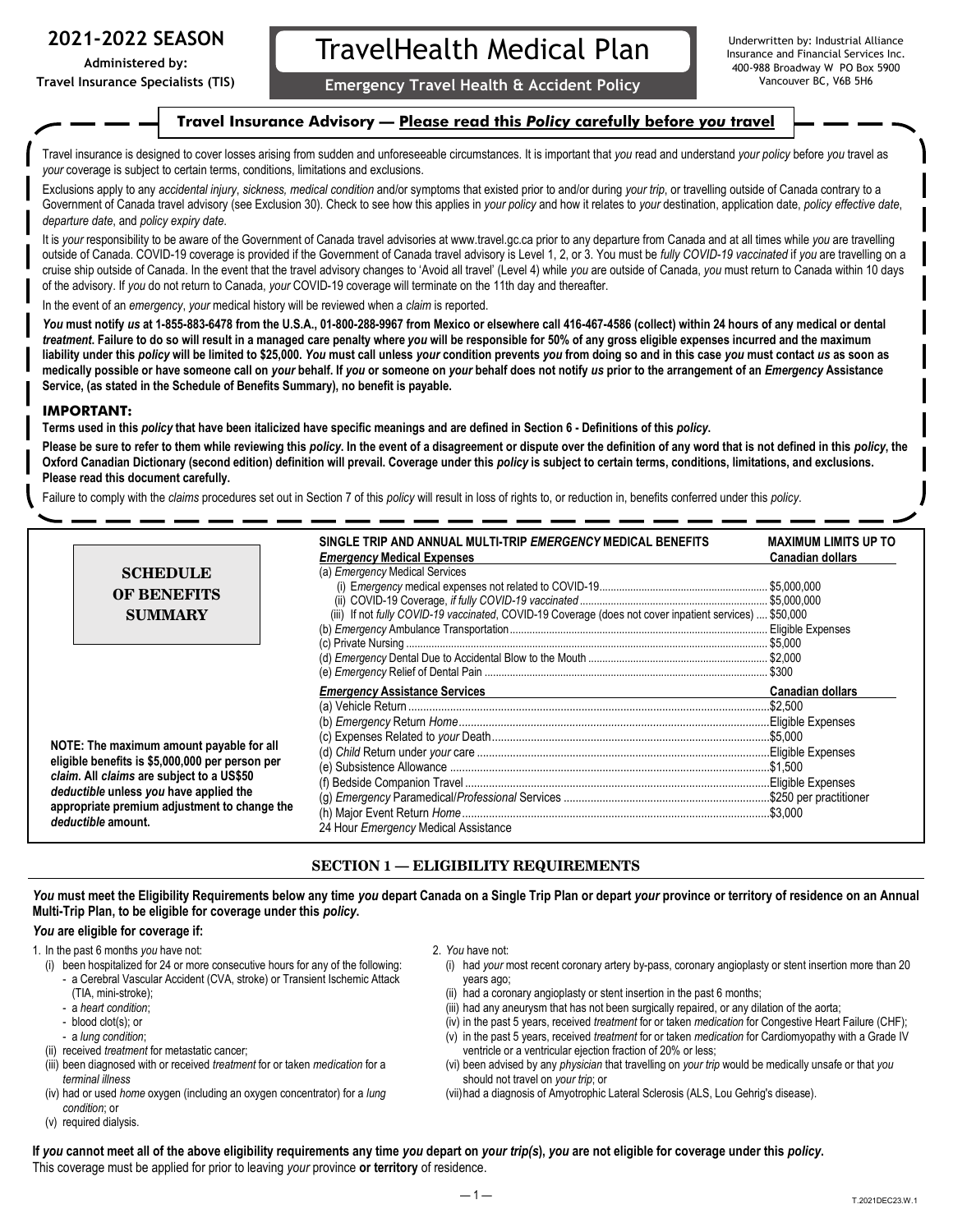**2021-2022 SEASON**

Administered by:
Travel Insurance Specialists (TIS)

# TravelHealth Medical Plan

**Emergency Travel Health & Accident Policy**

Underwritten by: Industrial Alliance Insurance and Financial Services Inc.
400-988 Broadway W PO Box 5900
Vancouver BC, V6B 5H6

## Travel Insurance Advisory — Please read this *Policy* carefully before *you* travel

Travel insurance is designed to cover losses arising from sudden and unforeseeable circumstances. It is important that *you* read and understand *your policy* before *you* travel as *your* coverage is subject to certain terms, conditions, limitations and exclusions.

Exclusions apply to any *accidental injury*, *sickness, medical condition* and/or symptoms that existed prior to and/or during *your trip*, or travelling outside of Canada contrary to a Government of Canada travel advisory (see Exclusion 30). Check to see how this applies in *your policy* and how it relates to *your* destination, application date, *policy effective date*, *departure date*, and *policy expiry date*.

It is *your* responsibility to be aware of the Government of Canada travel advisories at www.travel.gc.ca prior to any departure from Canada and at all times while *you* are travelling outside of Canada. COVID-19 coverage is provided if the Government of Canada travel advisory is Level 1, 2, or 3. You must be *fully COVID-19 vaccinated* if *you* are travelling on a cruise ship outside of Canada. In the event that the travel advisory changes to 'Avoid all travel' (Level 4) while *you* are outside of Canada, *you* must return to Canada within 10 days of the advisory. If *you* do not return to Canada, *your* COVID-19 coverage will terminate on the 11th day and thereafter.

In the event of an *emergency*, *your* medical history will be reviewed when a *claim* is reported.

***You* must notify *us* at 1-855-883-6478 from the U.S.A., 01-800-288-9967 from Mexico or elsewhere call 416-467-4586 (collect) within 24 hours of any medical or dental *treatment*. Failure to do so will result in a managed care penalty where *you* will be responsible for 50% of any gross eligible expenses incurred and the maximum liability under this *policy* will be limited to $25,000. *You* must call unless *your* condition prevents *you* from doing so and in this case *you* must contact *us* as soon as medically possible or have someone call on *your* behalf. If *you* or someone on *your* behalf does not notify *us* prior to the arrangement of an *Emergency* Assistance Service, (as stated in the Schedule of Benefits Summary), no benefit is payable.**

### IMPORTANT:

**Terms used in this *policy* that have been italicized have specific meanings and are defined in Section 6 - Definitions of this *policy*.**

**Please be sure to refer to them while reviewing this *policy*. In the event of a disagreement or dispute over the definition of any word that is not defined in this *policy*, the Oxford Canadian Dictionary (second edition) definition will prevail. Coverage under this *policy* is subject to certain terms, conditions, limitations, and exclusions. Please read this document carefully.**

Failure to comply with the *claims* procedures set out in Section 7 of this *policy* will result in loss of rights to, or reduction in, benefits conferred under this *policy*.

## SCHEDULE OF BENEFITS SUMMARY

| SINGLE TRIP AND ANNUAL MULTI-TRIP *EMERGENCY* MEDICAL BENEFITS — *Emergency* Medical Expenses | MAXIMUM LIMITS UP TO Canadian dollars |
|---|---|
| (a) *Emergency* Medical Services | |
| (i) *Emergency* medical expenses not related to COVID-19 | $5,000,000 |
| (ii) COVID-19 Coverage, *if fully COVID-19 vaccinated* | $5,000,000 |
| (iii) If not *fully COVID-19 vaccinated*, COVID-19 Coverage (does not cover inpatient services) | $50,000 |
| (b) *Emergency* Ambulance Transportation | Eligible Expenses |
| (c) Private Nursing | $5,000 |
| (d) *Emergency* Dental Due to Accidental Blow to the Mouth | $2,000 |
| (e) *Emergency* Relief of Dental Pain | $300 |

| *Emergency* Assistance Services | Canadian dollars |
|---|---|
| (a) Vehicle Return | $2,500 |
| (b) *Emergency* Return *Home* | Eligible Expenses |
| (c) Expenses Related to *your* Death | $5,000 |
| (d) *Child* Return under *your* care | Eligible Expenses |
| (e) Subsistence Allowance | $1,500 |
| (f) Bedside Companion Travel | Eligible Expenses |
| (g) *Emergency* Paramedical/*Professional* Services | $250 per practitioner |
| (h) Major Event Return *Home* | $3,000 |
| 24 Hour *Emergency* Medical Assistance | |

**NOTE: The maximum amount payable for all eligible benefits is $5,000,000 per person per *claim*. All *claims* are subject to a US$50 *deductible* unless *you* have applied the appropriate premium adjustment to change the *deductible* amount.**

## SECTION 1 — ELIGIBILITY REQUIREMENTS

***You* must meet the Eligibility Requirements below any time *you* depart Canada on a Single Trip Plan or depart *your* province or territory of residence on an Annual Multi-Trip Plan, to be eligible for coverage under this *policy*.**

***You* are eligible for coverage if:**

1. In the past 6 months *you* have not:
   - (i) been hospitalized for 24 or more consecutive hours for any of the following:
     - a Cerebral Vascular Accident (CVA, stroke) or Transient Ischemic Attack (TIA, mini-stroke);
     - a *heart condition*;
     - blood clot(s); or
     - a *lung condition*;
   - (ii) received *treatment* for metastatic cancer;
   - (iii) been diagnosed with or received *treatment* for or taken *medication* for a *terminal illness*
   - (iv) had or used *home* oxygen (including an oxygen concentrator) for a *lung condition*; or
   - (v) required dialysis.
2. *You* have not:
   - (i) had *your* most recent coronary artery by-pass, coronary angioplasty or stent insertion more than 20 years ago;
   - (ii) had a coronary angioplasty or stent insertion in the past 6 months;
   - (iii) had any aneurysm that has not been surgically repaired, or any dilation of the aorta;
   - (iv) in the past 5 years, received *treatment* for or taken *medication* for Congestive Heart Failure (CHF);
   - (v) in the past 5 years, received *treatment* for or taken *medication* for Cardiomyopathy with a Grade IV ventricle or a ventricular ejection fraction of 20% or less;
   - (vi) been advised by any *physician* that travelling on *your trip* would be medically unsafe or that *you* should not travel on *your trip*; or
   - (vii) had a diagnosis of Amyotrophic Lateral Sclerosis (ALS, Lou Gehrig's disease).

**If *you* cannot meet all of the above eligibility requirements any time *you* depart on *your trip(s)*, *you* are not eligible for coverage under this *policy*.**
This coverage must be applied for prior to leaving *your* province **or territory** of residence.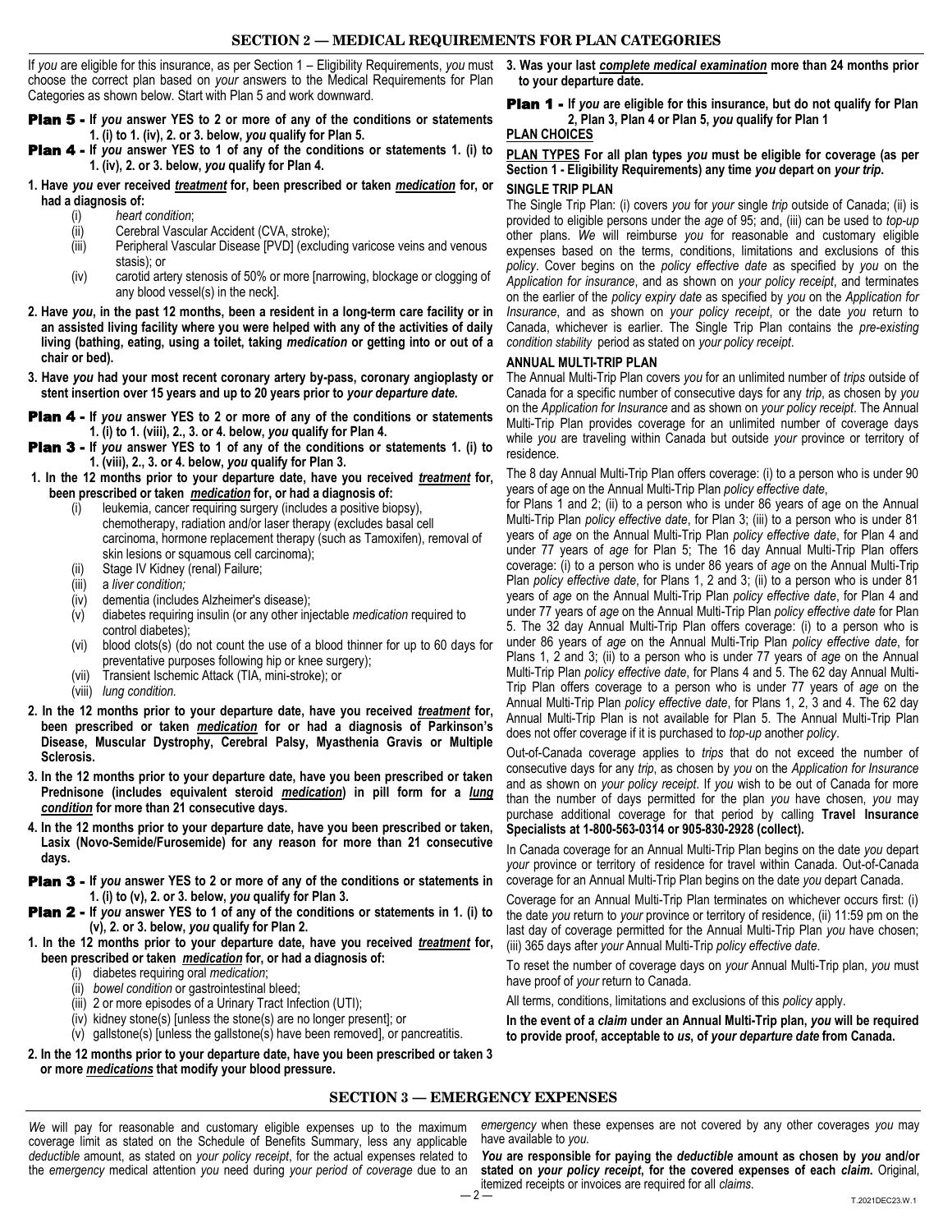## SECTION 2 — MEDICAL REQUIREMENTS FOR PLAN CATEGORIES

If *you* are eligible for this insurance, as per Section 1 – Eligibility Requirements, *you* must choose the correct plan based on *your* answers to the Medical Requirements for Plan Categories as shown below. Start with Plan 5 and work downward.

**Plan 5 - If *you* answer YES to 2 or more of any of the conditions or statements 1. (i) to 1. (iv), 2. or 3. below, *you* qualify for Plan 5.**

**Plan 4 - If *you* answer YES to 1 of any of the conditions or statements 1. (i) to 1. (iv), 2. or 3. below, *you* qualify for Plan 4.**

**1. Have *you* ever received *treatment* for, been prescribed or taken *medication* for, or had a diagnosis of:**

- (i) *heart condition*;
- (ii) Cerebral Vascular Accident (CVA, stroke);
- (iii) Peripheral Vascular Disease [PVD] (excluding varicose veins and venous stasis); or
- (iv) carotid artery stenosis of 50% or more [narrowing, blockage or clogging of any blood vessel(s) in the neck].

**2. Have *you*, in the past 12 months, been a resident in a long-term care facility or in an assisted living facility where you were helped with any of the activities of daily living (bathing, eating, using a toilet, taking *medication* or getting into or out of a chair or bed).**

**3. Have *you* had your most recent coronary artery by-pass, coronary angioplasty or stent insertion over 15 years and up to 20 years prior to *your departure date*.**

**Plan 4 - If *you* answer YES to 2 or more of any of the conditions or statements 1. (i) to 1. (viii), 2., 3. or 4. below, *you* qualify for Plan 4.**

**Plan 3 - If *you* answer YES to 1 of any of the conditions or statements 1. (i) to 1. (viii), 2., 3. or 4. below, *you* qualify for Plan 3.**

**1. In the 12 months prior to your departure date, have you received *treatment* for, been prescribed or taken *medication* for, or had a diagnosis of:**

- (i) leukemia, cancer requiring surgery (includes a positive biopsy), chemotherapy, radiation and/or laser therapy (excludes basal cell carcinoma, hormone replacement therapy (such as Tamoxifen), removal of skin lesions or squamous cell carcinoma);
- (ii) Stage IV Kidney (renal) Failure;
- (iii) a *liver condition;*
- (iv) dementia (includes Alzheimer's disease);
- (v) diabetes requiring insulin (or any other injectable *medication* required to control diabetes);
- (vi) blood clots(s) (do not count the use of a blood thinner for up to 60 days for preventative purposes following hip or knee surgery);
- (vii) Transient Ischemic Attack (TIA, mini-stroke); or
- (viii) *lung condition.*

**2. In the 12 months prior to your departure date, have you received *treatment* for, been prescribed or taken *medication* for or had a diagnosis of Parkinson's Disease, Muscular Dystrophy, Cerebral Palsy, Myasthenia Gravis or Multiple Sclerosis.**

**3. In the 12 months prior to your departure date, have you been prescribed or taken Prednisone (includes equivalent steroid *medication*) in pill form for a *lung condition* for more than 21 consecutive days.**

**4. In the 12 months prior to your departure date, have you been prescribed or taken, Lasix (Novo-Semide/Furosemide) for any reason for more than 21 consecutive days.**

**Plan 3 - If *you* answer YES to 2 or more of any of the conditions or statements in 1. (i) to (v), 2. or 3. below, *you* qualify for Plan 3.**

**Plan 2 - If *you* answer YES to 1 of any of the conditions or statements in 1. (i) to (v), 2. or 3. below, *you* qualify for Plan 2.**

**1. In the 12 months prior to your departure date, have you received *treatment* for, been prescribed or taken *medication* for, or had a diagnosis of:**

- (i) diabetes requiring oral *medication*;
- (ii) *bowel condition* or gastrointestinal bleed;
- (iii) 2 or more episodes of a Urinary Tract Infection (UTI);
- (iv) kidney stone(s) [unless the stone(s) are no longer present]; or
- (v) gallstone(s) [unless the gallstone(s) have been removed], or pancreatitis.

**2. In the 12 months prior to your departure date, have you been prescribed or taken 3 or more *medications* that modify your blood pressure.**

**3. Was your last *complete medical examination* more than 24 months prior to your departure date.**

**Plan 1 - If *you* are eligible for this insurance, but do not qualify for Plan 2, Plan 3, Plan 4 or Plan 5, *you* qualify for Plan 1**

**PLAN CHOICES**

**PLAN TYPES For all plan types *you* must be eligible for coverage (as per Section 1 - Eligibility Requirements) any time *you* depart on *your trip*.**

### SINGLE TRIP PLAN

The Single Trip Plan: (i) covers *you* for *your* single *trip* outside of Canada; (ii) is provided to eligible persons under the *age* of 95; and, (iii) can be used to *top-up* other plans. *We* will reimburse *you* for reasonable and customary eligible expenses based on the terms, conditions, limitations and exclusions of this *policy*. Cover begins on the *policy effective date* as specified by *you* on the *Application for insurance*, and as shown on *your policy receipt*, and terminates on the earlier of the *policy expiry date* as specified by *you* on the *Application for Insurance*, and as shown on *your policy receipt*, or the date *you* return to Canada, whichever is earlier. The Single Trip Plan contains the *pre-existing condition stability* period as stated on *your policy receipt*.

### ANNUAL MULTI-TRIP PLAN

The Annual Multi-Trip Plan covers *you* for an unlimited number of *trips* outside of Canada for a specific number of consecutive days for any *trip*, as chosen by *you* on the *Application for Insurance* and as shown on *your policy receipt*. The Annual Multi-Trip Plan provides coverage for an unlimited number of coverage days while *you* are traveling within Canada but outside *your* province or territory of residence.

The 8 day Annual Multi-Trip Plan offers coverage: (i) to a person who is under 90 years of age on the Annual Multi-Trip Plan *policy effective date*, for Plans 1 and 2; (ii) to a person who is under 86 years of age on the Annual Multi-Trip Plan *policy effective date*, for Plan 3; (iii) to a person who is under 81 years of *age* on the Annual Multi-Trip Plan *policy effective date*, for Plan 4 and under 77 years of *age* for Plan 5; The 16 day Annual Multi-Trip Plan offers coverage: (i) to a person who is under 86 years of *age* on the Annual Multi-Trip Plan *policy effective date*, for Plans 1, 2 and 3; (ii) to a person who is under 81 years of *age* on the Annual Multi-Trip Plan *policy effective date*, for Plan 4 and under 77 years of *age* on the Annual Multi-Trip Plan *policy effective date* for Plan 5. The 32 day Annual Multi-Trip Plan offers coverage: (i) to a person who is under 86 years of *age* on the Annual Multi-Trip Plan *policy effective date*, for Plans 1, 2 and 3; (ii) to a person who is under 77 years of *age* on the Annual Multi-Trip Plan *policy effective date*, for Plans 4 and 5. The 62 day Annual Multi-Trip Plan offers coverage to a person who is under 77 years of *age* on the Annual Multi-Trip Plan *policy effective date*, for Plans 1, 2, 3 and 4. The 62 day Annual Multi-Trip Plan is not available for Plan 5. The Annual Multi-Trip Plan does not offer coverage if it is purchased to *top-up* another *policy*.

Out-of-Canada coverage applies to *trips* that do not exceed the number of consecutive days for any *trip*, as chosen by *you* on the *Application for Insurance* and as shown on *your policy receipt*. If *you* wish to be out of Canada for more than the number of days permitted for the plan *you* have chosen, *you* may purchase additional coverage for that period by calling **Travel Insurance Specialists at 1-800-563-0314 or 905-830-2928 (collect).**

In Canada coverage for an Annual Multi-Trip Plan begins on the date *you* depart *your* province or territory of residence for travel within Canada. Out-of-Canada coverage for an Annual Multi-Trip Plan begins on the date *you* depart Canada.

Coverage for an Annual Multi-Trip Plan terminates on whichever occurs first: (i) the date *you* return to *your* province or territory of residence, (ii) 11:59 pm on the last day of coverage permitted for the Annual Multi-Trip Plan *you* have chosen; (iii) 365 days after *your* Annual Multi-Trip Plan *policy effective date*.

To reset the number of coverage days on *your* Annual Multi-Trip plan, *you* must have proof of *your* return to Canada.

All terms, conditions, limitations and exclusions of this *policy* apply.

**In the event of a *claim* under an Annual Multi-Trip plan, *you* will be required to provide proof, acceptable to *us*, of *your departure date* from Canada.**

## SECTION 3 — EMERGENCY EXPENSES

*We* will pay for reasonable and customary eligible expenses up to the maximum coverage limit as stated on the Schedule of Benefits Summary, less any applicable *deductible* amount, as stated on *your policy receipt*, for the actual expenses related to the *emergency* medical attention *you* need during *your period of coverage* due to an *emergency* when these expenses are not covered by any other coverages *you* may have available to *you*.

***You* are responsible for paying the *deductible* amount as chosen by *you* and/or stated on *your policy receipt*, for the covered expenses of each *claim*.** Original, itemized receipts or invoices are required for all *claims*.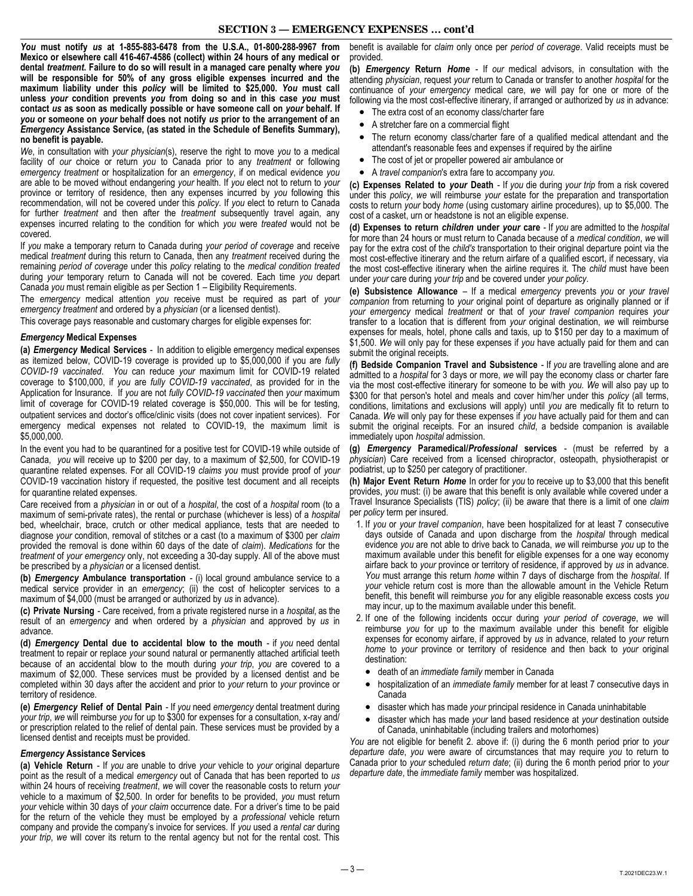## SECTION 3 — EMERGENCY EXPENSES … cont'd

***You* must notify *us* at 1-855-883-6478 from the U.S.A., 01-800-288-9967 from Mexico or elsewhere call 416-467-4586 (collect) within 24 hours of any medical or dental *treatment*. Failure to do so will result in a managed care penalty where *you* will be responsible for 50% of any gross eligible expenses incurred and the maximum liability under this *policy* will be limited to $25,000. *You* must call unless *your* condition prevents *you* from doing so and in this case *you* must contact *us* as soon as medically possible or have someone call on *your* behalf. If *you* or someone on *your* behalf does not notify *us* prior to the arrangement of an *Emergency* Assistance Service, (as stated in the Schedule of Benefits Summary), no benefit is payable.**

*We*, in consultation with *your physician*(s), reserve the right to move *you* to a medical facility of *our* choice or return *you* to Canada prior to any *treatment* or following *emergency treatment* or hospitalization for an *emergency*, if on medical evidence *you* are able to be moved without endangering *your* health. If *you* elect not to return to *your* province or territory of residence, then any expenses incurred by *you* following this recommendation, will not be covered under this *policy*. If *you* elect to return to Canada for further *treatment* and then after the *treatment* subsequently travel again, any expenses incurred relating to the condition for which *you* were *treated* would not be covered.

If *you* make a temporary return to Canada during *your period of coverage* and receive medical *treatment* during this return to Canada, then any *treatment* received during the remaining *period of coverage* under this *policy* relating to the *medical condition treated* during *your* temporary return to Canada will not be covered. Each time *you* depart Canada *you* must remain eligible as per Section 1 – Eligibility Requirements.

The *emergency* medical attention *you* receive must be required as part of *your emergency treatment* and ordered by a *physician* (or a licensed dentist).

This coverage pays reasonable and customary charges for eligible expenses for:

### ***Emergency* Medical Expenses**

**(a) *Emergency* Medical Services** - In addition to eligible emergency medical expenses as itemized below, COVID-19 coverage is provided up to $5,000,000 if you are *fully COVID-19 vaccinated*. *You* can reduce *your* maximum limit for COVID-19 related coverage to $100,000, if *you* are *fully COVID-19 vaccinated*, as provided for in the Application for Insurance. If *you* are not *fully COVID-19 vaccinated* then *your* maximum limit of coverage for COVID-19 related coverage is $50,000. This will be for testing, outpatient services and doctor's office/clinic visits (does not cover inpatient services). For emergency medical expenses not related to COVID-19, the maximum limit is $5,000,000.

In the event you had to be quarantined for a positive test for COVID-19 while outside of Canada, *you* will receive up to $200 per day, to a maximum of $2,500, for COVID-19 quarantine related expenses. For all COVID-19 *claims you* must provide proof of *your* COVID-19 vaccination history if requested, the positive test document and all receipts for quarantine related expenses.

Care received from a *physician* in or out of a *hospital*, the cost of a *hospital* room (to a maximum of semi-private rates), the rental or purchase (whichever is less) of a *hospital* bed, wheelchair, brace, crutch or other medical appliance, tests that are needed to diagnose *your* condition, removal of stitches or a cast (to a maximum of $300 per *claim* provided the removal is done within 60 days of the date of *claim*). *Medications* for the *treatment* of *your emergency* only, not exceeding a 30-day supply. All of the above must be prescribed by a *physician* or a licensed dentist.

**(b) *Emergency* Ambulance transportation** - (i) local ground ambulance service to a medical service provider in an *emergency*; (ii) the cost of helicopter services to a maximum of $4,000 (must be arranged or authorized by *us* in advance).

**(c) Private Nursing** - Care received, from a private registered nurse in a *hospital*, as the result of an *emergency* and when ordered by a *physician* and approved by *us* in advance.

**(d) *Emergency* Dental due to accidental blow to the mouth** - if *you* need dental treatment to repair or replace *your* sound natural or permanently attached artificial teeth because of an accidental blow to the mouth during *your trip*, *you* are covered to a maximum of $2,000. These services must be provided by a licensed dentist and be completed within 30 days after the accident and prior to *your* return to *your* province or territory of residence.

**(e) *Emergency* Relief of Dental Pain** - If *you* need *emergency* dental treatment during *your trip*, *we* will reimburse *you* for up to $300 for expenses for a consultation, x-ray and/ or prescription related to the relief of dental pain. These services must be provided by a licensed dentist and receipts must be provided.

### ***Emergency* Assistance Services**

**(a) Vehicle Return** - If *you* are unable to drive *your* vehicle to *your* original departure point as the result of a medical *emergency* out of Canada that has been reported to *us* within 24 hours of receiving *treatment*, *we* will cover the reasonable costs to return *your* vehicle to a maximum of $2,500. In order for benefits to be provided, *you* must return *your* vehicle within 30 days of *your claim* occurrence date. For a driver's time to be paid for the return of the vehicle they must be employed by a *professional* vehicle return company and provide the company's invoice for services. If *you* used a *rental car* during *your trip*, *we* will cover its return to the rental agency but not for the rental cost. This benefit is available for *claim* only once per *period of coverage*. Valid receipts must be provided.

**(b) *Emergency* Return *Home*** - If *our* medical advisors, in consultation with the attending *physician*, request *your* return to Canada or transfer to another *hospital* for the continuance of *your emergency* medical care, *we* will pay for one or more of the following via the most cost-effective itinerary, if arranged or authorized by *us* in advance:

- The extra cost of an economy class/charter fare
- A stretcher fare on a commercial flight
- The return economy class/charter fare of a qualified medical attendant and the attendant's reasonable fees and expenses if required by the airline
- The cost of jet or propeller powered air ambulance or
- A *travel companion*'s extra fare to accompany *you*.

**(c) Expenses Related to *your* Death** - If *you* die during *your trip* from a risk covered under this *policy*, *we* will reimburse *your* estate for the preparation and transportation costs to return *your* body *home* (using customary airline procedures), up to $5,000. The cost of a casket, urn or headstone is not an eligible expense.

**(d) Expenses to return *children* under *your* care** - If *you* are admitted to the *hospital* for more than 24 hours or must return to Canada because of a *medical condition*, *we* will pay for the extra cost of the *child's* transportation to their original departure point via the most cost-effective itinerary and the return airfare of a qualified escort, if necessary, via the most cost-effective itinerary when the airline requires it. The *child* must have been under *your* care during *your trip* and be covered under *your policy*.

**(e) Subsistence Allowance** – If a medical *emergency* prevents *you* or *your travel companion* from returning to *your* original point of departure as originally planned or if *your emergency* medical *treatment* or that of *your travel companion* requires *your* transfer to a location that is different from *your* original destination, *we* will reimburse expenses for meals, hotel, phone calls and taxis, up to $150 per day to a maximum of $1,500. *We* will only pay for these expenses if *you* have actually paid for them and can submit the original receipts.

**(f) Bedside Companion Travel and Subsistence** - If *you* are travelling alone and are admitted to a *hospital* for 3 days or more, *we* will pay the economy class or charter fare via the most cost-effective itinerary for someone to be with *you*. *We* will also pay up to $300 for that person's hotel and meals and cover him/her under this *policy* (all terms, conditions, limitations and exclusions will apply) until *you* are medically fit to return to Canada. *We* will only pay for these expenses if *you* have actually paid for them and can submit the original receipts. For an insured *child*, a bedside companion is available immediately upon *hospital* admission.

**(g) *Emergency* Paramedical/*Professional* services** - (must be referred by a *physician*) Care received from a licensed chiropractor, osteopath, physiotherapist or podiatrist, up to $250 per category of practitioner.

**(h) Major Event Return *Home*** In order for *you* to receive up to $3,000 that this benefit provides, *you* must: (i) be aware that this benefit is only available while covered under a Travel Insurance Specialists (TIS) *policy*; (ii) be aware that there is a limit of one *claim* per *policy* term per insured.

1. If *you* or *your travel companion*, have been hospitalized for at least 7 consecutive days outside of Canada and upon discharge from the *hospital* through medical evidence *you* are not able to drive back to Canada, *we* will reimburse *you* up to the maximum available under this benefit for eligible expenses for a one way economy airfare back to *your* province or territory of residence, if approved by *us* in advance. *You* must arrange this return *home* within 7 days of discharge from the *hospital*. If *your* vehicle return cost is more than the allowable amount in the Vehicle Return benefit, this benefit will reimburse *you* for any eligible reasonable excess costs *you* may incur, up to the maximum available under this benefit.
2. If one of the following incidents occur during *your period of coverage*, *we* will reimburse *you* for up to the maximum available under this benefit for eligible expenses for economy airfare, if approved by *us* in advance, related to *your* return *home* to *your* province or territory of residence and then back to *your* original destination:
   - death of an *immediate family* member in Canada
   - hospitalization of an *immediate family* member for at least 7 consecutive days in Canada
   - disaster which has made *your* principal residence in Canada uninhabitable
   - disaster which has made *your* land based residence at *your* destination outside of Canada, uninhabitable (including trailers and motorhomes)

*You* are not eligible for benefit 2. above if: (i) during the 6 month period prior to *your departure date*, *you* were aware of circumstances that may require *you* to return to Canada prior to *your* scheduled *return date*; (ii) during the 6 month period prior to *your departure date*, the *immediate family* member was hospitalized.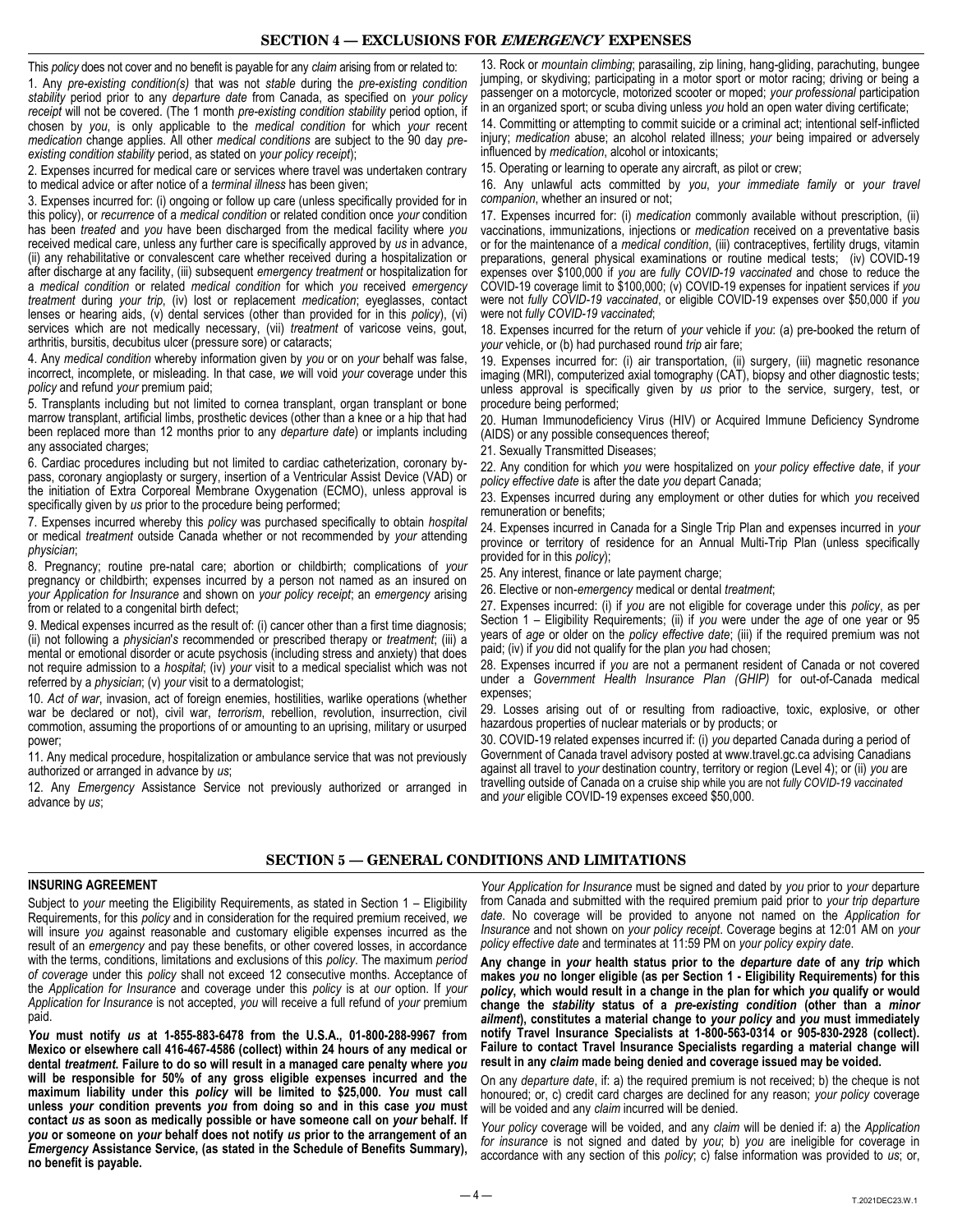## SECTION 4 — EXCLUSIONS FOR *EMERGENCY* EXPENSES

This *policy* does not cover and no benefit is payable for any *claim* arising from or related to:

1. Any *pre-existing condition(s)* that was not *stable* during the *pre-existing condition stability* period prior to any *departure date* from Canada, as specified on *your policy receipt* will not be covered. (The 1 month *pre-existing condition stability* period option, if chosen by *you*, is only applicable to the *medical condition* for which *your* recent *medication* change applies. All other *medical conditions* are subject to the 90 day *pre-existing condition stability* period, as stated on *your policy receipt*);
2. Expenses incurred for medical care or services where travel was undertaken contrary to medical advice or after notice of a *terminal illness* has been given;
3. Expenses incurred for: (i) ongoing or follow up care (unless specifically provided for in this policy), or *recurrence* of a *medical condition* or related condition once *your* condition has been *treated* and *you* have been discharged from the medical facility where *you* received medical care, unless any further care is specifically approved by *us* in advance, (ii) any rehabilitative or convalescent care whether received during a hospitalization or after discharge at any facility, (iii) subsequent *emergency treatment* or hospitalization for a *medical condition* or related *medical condition* for which *you* received *emergency treatment* during *your trip*, (iv) lost or replacement *medication*; eyeglasses, contact lenses or hearing aids, (v) dental services (other than provided for in this *policy*), (vi) services which are not medically necessary, (vii) *treatment* of varicose veins, gout, arthritis, bursitis, decubitus ulcer (pressure sore) or cataracts;
4. Any *medical condition* whereby information given by *you* or on *your* behalf was false, incorrect, incomplete, or misleading. In that case, *we* will void *your* coverage under this *policy* and refund *your* premium paid;
5. Transplants including but not limited to cornea transplant, organ transplant or bone marrow transplant, artificial limbs, prosthetic devices (other than a knee or a hip that had been replaced more than 12 months prior to any *departure date*) or implants including any associated charges;
6. Cardiac procedures including but not limited to cardiac catheterization, coronary by-pass, coronary angioplasty or surgery, insertion of a Ventricular Assist Device (VAD) or the initiation of Extra Corporeal Membrane Oxygenation (ECMO), unless approval is specifically given by *us* prior to the procedure being performed;
7. Expenses incurred whereby this *policy* was purchased specifically to obtain *hospital* or medical *treatment* outside Canada whether or not recommended by *your* attending *physician*;
8. Pregnancy; routine pre-natal care; abortion or childbirth; complications of *your* pregnancy or childbirth; expenses incurred by a person not named as an insured on *your Application for Insurance* and shown on *your policy receipt*; an *emergency* arising from or related to a congenital birth defect;
9. Medical expenses incurred as the result of: (i) cancer other than a first time diagnosis; (ii) not following a *physician's* recommended or prescribed therapy or *treatment*; (iii) a mental or emotional disorder or acute psychosis (including stress and anxiety) that does not require admission to a *hospital*; (iv) *your* visit to a medical specialist which was not referred by a *physician*; (v) *your* visit to a dermatologist;
10. *Act of war*, invasion, act of foreign enemies, hostilities, warlike operations (whether war be declared or not), civil war, *terrorism*, rebellion, revolution, insurrection, civil commotion, assuming the proportions of or amounting to an uprising, military or usurped power;
11. Any medical procedure, hospitalization or ambulance service that was not previously authorized or arranged in advance by *us*;
12. Any *Emergency* Assistance Service not previously authorized or arranged in advance by *us*;
13. Rock or *mountain climbing*; parasailing, zip lining, hang-gliding, parachuting, bungee jumping, or skydiving; participating in a motor sport or motor racing; driving or being a passenger on a motorcycle, motorized scooter or moped; *your professional* participation in an organized sport; or scuba diving unless *you* hold an open water diving certificate;
14. Committing or attempting to commit suicide or a criminal act; intentional self-inflicted injury; *medication* abuse; an alcohol related illness; *your* being impaired or adversely influenced by *medication*, alcohol or intoxicants;
15. Operating or learning to operate any aircraft, as pilot or crew;
16. Any unlawful acts committed by *you*, *your immediate family* or *your travel companion*, whether an insured or not;
17. Expenses incurred for: (i) *medication* commonly available without prescription, (ii) vaccinations, immunizations, injections or *medication* received on a preventative basis or for the maintenance of a *medical condition*, (iii) contraceptives, fertility drugs, vitamin preparations, general physical examinations or routine medical tests; (iv) COVID-19 expenses over $100,000 if *you* are *fully COVID-19 vaccinated* and chose to reduce the COVID-19 coverage limit to $100,000; (v) COVID-19 expenses for inpatient services if *you* were not *fully COVID-19 vaccinated*, or eligible COVID-19 expenses over $50,000 if *you* were not *fully COVID-19 vaccinated*;
18. Expenses incurred for the return of *your* vehicle if *you*: (a) pre-booked the return of *your* vehicle, or (b) had purchased round *trip* air fare;
19. Expenses incurred for: (i) air transportation, (ii) surgery, (iii) magnetic resonance imaging (MRI), computerized axial tomography (CAT), biopsy and other diagnostic tests; unless approval is specifically given by *us* prior to the service, surgery, test, or procedure being performed;
20. Human Immunodeficiency Virus (HIV) or Acquired Immune Deficiency Syndrome (AIDS) or any possible consequences thereof;
21. Sexually Transmitted Diseases;
22. Any condition for which *you* were hospitalized on *your policy effective date*, if *your policy effective date* is after the date *you* depart Canada;
23. Expenses incurred during any employment or other duties for which *you* received remuneration or benefits;
24. Expenses incurred in Canada for a Single Trip Plan and expenses incurred in *your* province or territory of residence for an Annual Multi-Trip Plan (unless specifically provided for in this *policy*);
25. Any interest, finance or late payment charge;
26. Elective or non-*emergency* medical or dental *treatment*;
27. Expenses incurred: (i) if *you* are not eligible for coverage under this *policy*, as per Section 1 – Eligibility Requirements; (ii) if *you* were under the *age* of one year or 95 years of *age* or older on the *policy effective date*; (iii) if the required premium was not paid; (iv) if *you* did not qualify for the plan *you* had chosen;
28. Expenses incurred if *you* are not a permanent resident of Canada or not covered under a *Government Health Insurance Plan (GHIP)* for out-of-Canada medical expenses;
29. Losses arising out of or resulting from radioactive, toxic, explosive, or other hazardous properties of nuclear materials or by products; or
30. COVID-19 related expenses incurred if: (i) *you* departed Canada during a period of Government of Canada travel advisory posted at www.travel.gc.ca advising Canadians against all travel to *your* destination country, territory or region (Level 4); or (ii) *you* are travelling outside of Canada on a cruise ship while you are not *fully COVID-19 vaccinated* and *your* eligible COVID-19 expenses exceed $50,000.

## SECTION 5 — GENERAL CONDITIONS AND LIMITATIONS

### INSURING AGREEMENT

Subject to *your* meeting the Eligibility Requirements, as stated in Section 1 – Eligibility Requirements, for this *policy* and in consideration for the required premium received, *we* will insure *you* against reasonable and customary eligible expenses incurred as the result of an *emergency* and pay these benefits, or other covered losses, in accordance with the terms, conditions, limitations and exclusions of this *policy*. The maximum *period of coverage* under this *policy* shall not exceed 12 consecutive months. Acceptance of the *Application for Insurance* and coverage under this *policy* is at *our* option. If *your Application for Insurance* is not accepted, *you* will receive a full refund of *your* premium paid.

***You* must notify *us* at 1-855-883-6478 from the U.S.A., 01-800-288-9967 from Mexico or elsewhere call 416-467-4586 (collect) within 24 hours of any medical or dental *treatment*. Failure to do so will result in a managed care penalty where *you* will be responsible for 50% of any gross eligible expenses incurred and the maximum liability under this *policy* will be limited to $25,000. *You* must call unless *your* condition prevents *you* from doing so and in this case *you* must contact *us* as soon as medically possible or have someone call on *your* behalf. If *you* or someone on *your* behalf does not notify *us* prior to the arrangement of an *Emergency* Assistance Service, (as stated in the Schedule of Benefits Summary), no benefit is payable.**

*Your Application for Insurance* must be signed and dated by *you* prior to *your* departure from Canada and submitted with the required premium paid prior to *your trip departure date*. No coverage will be provided to anyone not named on the *Application for Insurance* and not shown on *your policy receipt*. Coverage begins at 12:01 AM on *your policy effective date* and terminates at 11:59 PM on *your policy expiry date*.

**Any change in *your* health status prior to the *departure date* of any *trip* which makes *you* no longer eligible (as per Section 1 - Eligibility Requirements) for this *policy*, which would result in a change in the plan for which *you* qualify or would change the *stability* status of a *pre-existing condition* (other than a *minor ailment*), constitutes a material change to *your policy* and *you* must immediately notify Travel Insurance Specialists at 1-800-563-0314 or 905-830-2928 (collect). Failure to contact Travel Insurance Specialists regarding a material change will result in any *claim* made being denied and coverage issued may be voided.**

On any *departure date*, if: a) the required premium is not received; b) the cheque is not honoured; or, c) credit card charges are declined for any reason; *your policy* coverage will be voided and any *claim* incurred will be denied.

*Your policy* coverage will be voided, and any *claim* will be denied if: a) the *Application for insurance* is not signed and dated by *you*; b) *you* are ineligible for coverage in accordance with any section of this *policy*; c) false information was provided to *us*; or,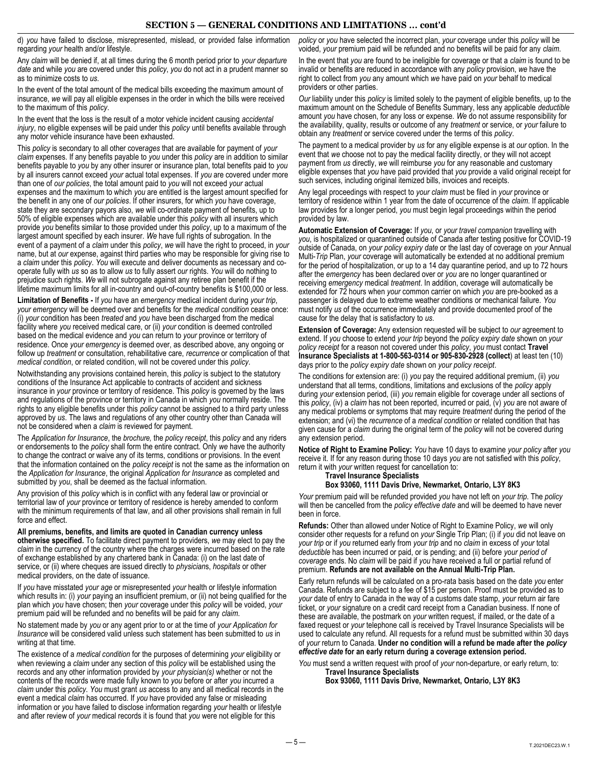## SECTION 5 — GENERAL CONDITIONS AND LIMITATIONS … cont'd

d) *you* have failed to disclose, misrepresented, mislead, or provided false information regarding *your* health and/or lifestyle.

Any *claim* will be denied if, at all times during the 6 month period prior to *your departure date* and while *you* are covered under this *policy*, *you* do not act in a prudent manner so as to minimize costs to *us*.

In the event of the total amount of the medical bills exceeding the maximum amount of insurance, *we* will pay all eligible expenses in the order in which the bills were received to the maximum of this *policy*.

In the event that the loss is the result of a motor vehicle incident causing *accidental injury*, no eligible expenses will be paid under this *policy* until benefits available through any motor vehicle insurance have been exhausted.

This *policy* is secondary to all other coverages that are available for payment of *your claim* expenses. If any benefits payable to *you* under this *policy* are in addition to similar benefits payable to *you* by any other insurer or insurance plan, total benefits paid to *you* by all insurers cannot exceed *your* actual total expenses. If *you* are covered under more than one of *our policies*, the total amount paid to *you* will not exceed *your* actual expenses and the maximum to which *you* are entitled is the largest amount specified for the benefit in any one of *our policies*. If other insurers, for which *you* have coverage, state they are secondary payors also, *we* will co-ordinate payment of benefits, up to 50% of eligible expenses which are available under this *policy* with all insurers which provide *you* benefits similar to those provided under this *policy*, up to a maximum of the largest amount specified by each insurer. *We* have full rights of subrogation. In the event of a payment of a *claim* under this *policy*, *we* will have the right to proceed, in *your* name, but at *our* expense, against third parties who may be responsible for giving rise to a *claim* under this *policy*. *You* will execute and deliver documents as necessary and co-operate fully with *us* so as to allow *us* to fully assert *our* rights. *You* will do nothing to prejudice such rights. *We* will not subrogate against any retiree plan benefit if the lifetime maximum limits for all in-country and out-of-country benefits is $100,000 or less.

**Limitation of Benefits -** If *you* have an *emergency* medical incident during *your trip*, *your emergency* will be deemed over and benefits for the *medical condition* cease once: (i) *your* condition has been *treated* and *you* have been discharged from the medical facility where *you* received medical care, or (ii) *your* condition is deemed controlled based on the medical evidence and *you* can return to *your* province or territory of residence. Once *your emergency* is deemed over, as described above, any ongoing or follow up *treatment* or consultation, rehabilitative care, *recurrence* or complication of that *medical condition*, or related condition, will not be covered under this *policy*.

Notwithstanding any provisions contained herein, this *policy* is subject to the statutory conditions of the Insurance Act applicable to contracts of accident and sickness insurance in *your* province or territory of residence. This *policy* is governed by the laws and regulations of the province or territory in Canada in which *you* normally reside. The rights to any eligible benefits under this *policy* cannot be assigned to a third party unless approved by *us*. The laws and regulations of any other country other than Canada will not be considered when a *claim* is reviewed for payment.

The *Application for Insurance*, the *brochure,* the *policy receipt*, this *policy* and any riders or endorsements to the *policy* shall form the entire contract. Only *we* have the authority to change the contract or waive any of its terms, conditions or provisions. In the event that the information contained on the *policy receipt* is not the same as the information on the *Application for Insurance*, the original *Application for Insurance* as completed and submitted by *you*, shall be deemed as the factual information.

Any provision of this *policy* which is in conflict with any federal law or provincial or territorial law of *your* province or territory of residence is hereby amended to conform with the minimum requirements of that law, and all other provisions shall remain in full force and effect.

**All premiums, benefits, and limits are quoted in Canadian currency unless otherwise specified.** To facilitate direct payment to providers, *we* may elect to pay the *claim* in the currency of the country where the charges were incurred based on the rate of exchange established by any chartered bank in Canada: (i) on the last date of service, or (ii) where cheques are issued directly to *physicians*, *hospitals* or other medical providers, on the date of issuance.

If *you* have misstated *your age* or misrepresented *your* health or lifestyle information which results in: (i) *your* paying an insufficient premium, or (ii) not being qualified for the plan which *you* have chosen; then *your* coverage under this *policy* will be voided, *your* premium paid will be refunded and no benefits will be paid for any *claim*.

No statement made by *you* or any agent prior to or at the time of *your Application for Insurance* will be considered valid unless such statement has been submitted to *us* in writing at that time.

The existence of a *medical condition* for the purposes of determining *your* eligibility or when reviewing a *claim* under any section of this *policy* will be established using the records and any other information provided by *your physician(s)* whether or not the contents of the records were made fully known to *you* before or after *you* incurred a *claim* under this *policy*. *You* must grant *us* access to any and all medical records in the event a medical *claim* has occurred. If *you* have provided any false or misleading information or *you* have failed to disclose information regarding *your* health or lifestyle and after review of *your* medical records it is found that *you* were not eligible for this *policy* or *you* have selected the incorrect plan, *your* coverage under this *policy* will be voided, *your* premium paid will be refunded and no benefits will be paid for any *claim*.

In the event that *you* are found to be ineligible for coverage or that a *claim* is found to be invalid or benefits are reduced in accordance with any *policy* provision, *we* have the right to collect from *you* any amount which *we* have paid on *your* behalf to medical providers or other parties.

*Our* liability under this *policy* is limited solely to the payment of eligible benefits, up to the maximum amount on the Schedule of Benefits Summary, less any applicable *deductible* amount *you* have chosen, for any loss or expense. *We* do not assume responsibility for the availability, quality, results or outcome of any *treatment* or service, or *your* failure to obtain any *treatment* or service covered under the terms of this *policy*.

The payment to a medical provider by *us* for any eligible expense is at *our* option. In the event that *we* choose not to pay the medical facility directly, or they will not accept payment from *us* directly, *we* will reimburse *you* for any reasonable and customary eligible expenses that *you* have paid provided that *you* provide a valid original receipt for such services, including original itemized bills, invoices and receipts.

Any legal proceedings with respect to *your claim* must be filed in *your* province or territory of residence within 1 year from the date of occurrence of the *claim*. If applicable law provides for a longer period, *you* must begin legal proceedings within the period provided by law.

**Automatic Extension of Coverage:** If *you*, or *your travel companion* travelling with *you*, is hospitalized or quarantined outside of Canada after testing positive for COVID-19 outside of Canada, on *your policy expiry date* or the last day of coverage on *your* Annual Multi-*Trip* Plan, *your* coverage will automatically be extended at no additional premium for the period of hospitalization, or up to a 14 day quarantine period, and up to 72 hours after the *emergency* has been declared over or *you* are no longer quarantined or receiving *emergency* medical *treatment*. In addition, coverage will automatically be extended for 72 hours when *your* common carrier on which *you* are pre-booked as a passenger is delayed due to extreme weather conditions or mechanical failure. *You* must notify *us* of the occurrence immediately and provide documented proof of the cause for the delay that is satisfactory to *us*.

**Extension of Coverage:** Any extension requested will be subject to *our* agreement to extend. If *you* choose to extend *your trip* beyond the *policy expiry date* shown on *your policy receipt* for a reason not covered under this *policy*, *you* must contact **Travel Insurance Specialists at 1-800-563-0314 or 905-830-2928 (collect)** at least ten (10) days prior to the *policy expiry date* shown on *your policy receipt*.

The conditions for extension are: (i) *you* pay the required additional premium, (ii) *you* understand that all terms, conditions, limitations and exclusions of the *policy* apply during *your* extension period, (iii) *you* remain eligible for coverage under all sections of this *policy*, (iv) a *claim* has not been reported, incurred or paid, (v) *you* are not aware of any medical problems or symptoms that may require *treatment* during the period of the extension; and (vi) the *recurrence* of a *medical condition* or related condition that has given cause for a *claim* during the original term of the *policy* will not be covered during any extension period.

**Notice of Right to Examine Policy:** *You* have 10 days to examine *your policy* after *you* receive it. If for any reason during those 10 days *you* are not satisfied with this *policy*, return it with *your* written request for cancellation to:

**Travel Insurance Specialists**
**Box 93060, 1111 Davis Drive, Newmarket, Ontario, L3Y 8K3**

*Your* premium paid will be refunded provided *you* have not left on *your trip*. The *policy* will then be cancelled from the *policy effective date* and will be deemed to have never been in force.

**Refunds:** Other than allowed under Notice of Right to Examine Policy, *we* will only consider other requests for a refund on *your* Single Trip Plan; (i) if *you* did not leave on *your trip* or if *you* returned early from *your trip* and no *claim* in excess of *your* total *deductible* has been incurred or paid, or is pending; and (ii) before *your period of coverage* ends. No *claim* will be paid if *you* have received a full or partial refund of premium. **Refunds are not available on the Annual Multi-Trip Plan.**

Early return refunds will be calculated on a pro-rata basis based on the date *you* enter Canada. Refunds are subject to a fee of $15 per person. Proof must be provided as to *your* date of entry to Canada in the way of a customs date stamp, *your* return air fare ticket, or *your* signature on a credit card receipt from a Canadian business. If none of these are available, the postmark on *your* written request, if mailed, or the date of a faxed request or *your* telephone call is received by Travel Insurance Specialists will be used to calculate any refund. All requests for a refund must be submitted within 30 days of *your* return to Canada. **Under no condition will a refund be made after the *policy effective date* for an early return during a coverage extension period.**

*You* must send a written request with proof of *your* non-departure, or early return, to:

**Travel Insurance Specialists**
**Box 93060, 1111 Davis Drive, Newmarket, Ontario, L3Y 8K3**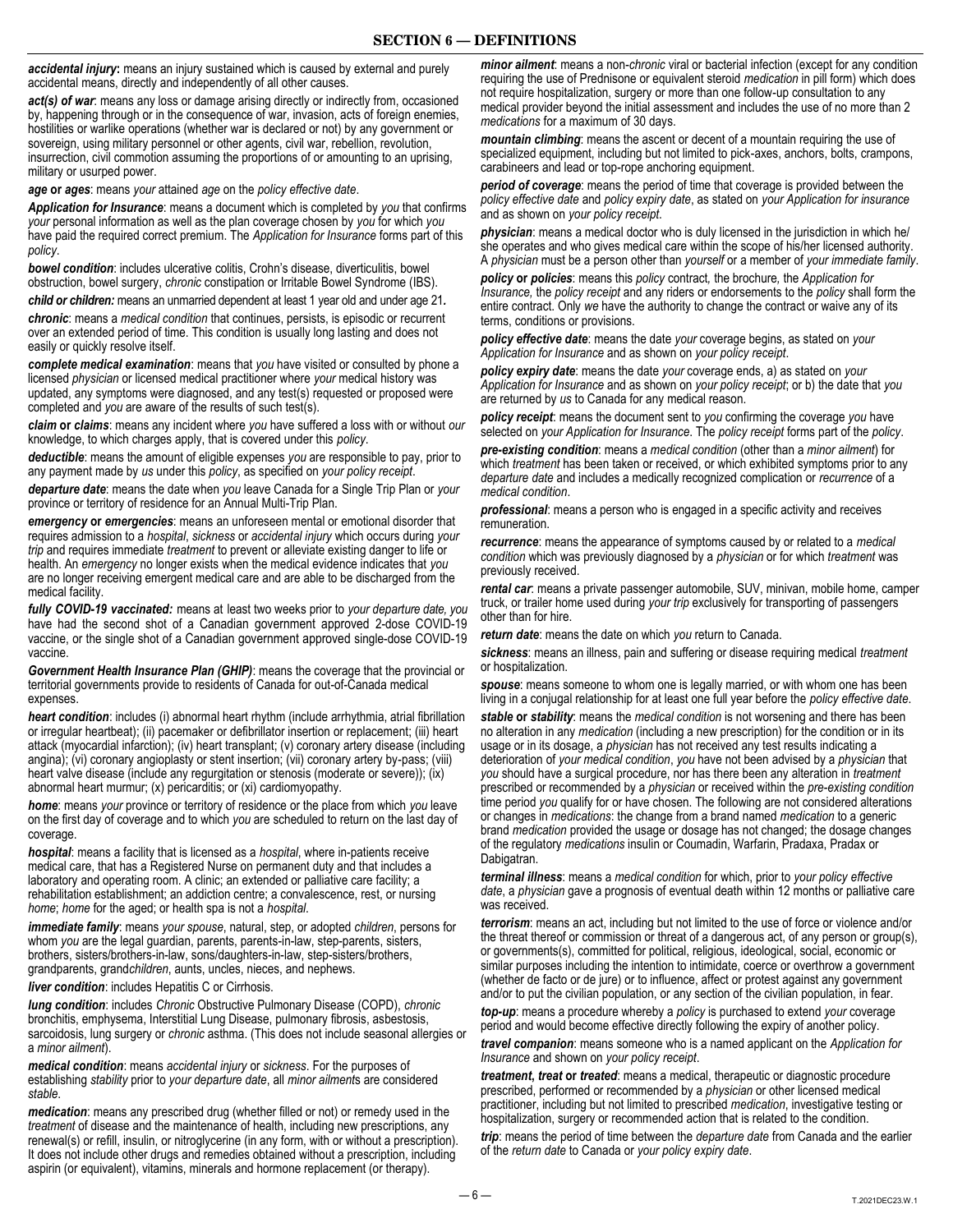# SECTION 6 — DEFINITIONS

***accidental injury*:** means an injury sustained which is caused by external and purely accidental means, directly and independently of all other causes.

***act(s) of war***: means any loss or damage arising directly or indirectly from, occasioned by, happening through or in the consequence of war, invasion, acts of foreign enemies, hostilities or warlike operations (whether war is declared or not) by any government or sovereign, using military personnel or other agents, civil war, rebellion, revolution, insurrection, civil commotion assuming the proportions of or amounting to an uprising, military or usurped power.

***age* or *ages***: means *your* attained *age* on the *policy effective date*.

***Application for Insurance***: means a document which is completed by *you* that confirms *your* personal information as well as the plan coverage chosen by *you* for which *you* have paid the required correct premium. The *Application for Insurance* forms part of this *policy*.

***bowel condition***: includes ulcerative colitis, Crohn's disease, diverticulitis, bowel obstruction, bowel surgery, *chronic* constipation or Irritable Bowel Syndrome (IBS).

***child or children:*** means an unmarried dependent at least 1 year old and under age 21**.**

***chronic***: means a *medical condition* that continues, persists, is episodic or recurrent over an extended period of time. This condition is usually long lasting and does not easily or quickly resolve itself.

***complete medical examination***: means that *you* have visited or consulted by phone a licensed *physician* or licensed medical practitioner where *your* medical history was updated, any symptoms were diagnosed, and any test(s) requested or proposed were completed and *you* are aware of the results of such test(s).

***claim* or *claims***: means any incident where *you* have suffered a loss with or without *our* knowledge, to which charges apply, that is covered under this *policy*.

***deductible***: means the amount of eligible expenses *you* are responsible to pay, prior to any payment made by *us* under this *policy*, as specified on *your policy receipt*.

***departure date***: means the date when *you* leave Canada for a Single Trip Plan or *your* province or territory of residence for an Annual Multi-Trip Plan.

***emergency* or *emergencies***: means an unforeseen mental or emotional disorder that requires admission to a *hospital*, *sickness* or *accidental injury* which occurs during *your trip* and requires immediate *treatment* to prevent or alleviate existing danger to life or health. An *emergency* no longer exists when the medical evidence indicates that *you* are no longer receiving emergent medical care and are able to be discharged from the medical facility.

***fully COVID-19 vaccinated:*** means at least two weeks prior to *your departure date, you* have had the second shot of a Canadian government approved 2-dose COVID-19 vaccine, or the single shot of a Canadian government approved single-dose COVID-19 vaccine.

***Government Health Insurance Plan (GHIP)***: means the coverage that the provincial or territorial governments provide to residents of Canada for out-of-Canada medical expenses.

***heart condition***: includes (i) abnormal heart rhythm (include arrhythmia, atrial fibrillation or irregular heartbeat); (ii) pacemaker or defibrillator insertion or replacement; (iii) heart attack (myocardial infarction); (iv) heart transplant; (v) coronary artery disease (including angina); (vi) coronary angioplasty or stent insertion; (vii) coronary artery by-pass; (viii) heart valve disease (include any regurgitation or stenosis (moderate or severe)); (ix) abnormal heart murmur; (x) pericarditis; or (xi) cardiomyopathy.

***home***: means *your* province or territory of residence or the place from which *you* leave on the first day of coverage and to which *you* are scheduled to return on the last day of coverage.

***hospital***: means a facility that is licensed as a *hospital*, where in-patients receive medical care, that has a Registered Nurse on permanent duty and that includes a laboratory and operating room. A clinic; an extended or palliative care facility; a rehabilitation establishment; an addiction centre; a convalescence, rest, or nursing *home*; *home* for the aged; or health spa is not a *hospital*.

***immediate family***: means *your spouse*, natural, step, or adopted *children*, persons for whom *you* are the legal guardian, parents, parents-in-law, step-parents, sisters, brothers, sisters/brothers-in-law, sons/daughters-in-law, step-sisters/brothers, grandparents, grand*children*, aunts, uncles, nieces, and nephews.

***liver condition***: includes Hepatitis C or Cirrhosis.

***lung condition***: includes *Chronic* Obstructive Pulmonary Disease (COPD), *chronic* bronchitis, emphysema, Interstitial Lung Disease, pulmonary fibrosis, asbestosis, sarcoidosis, lung surgery or *chronic* asthma. (This does not include seasonal allergies or a *minor ailment*).

***medical condition***: means *accidental injury* or *sickness*. For the purposes of establishing *stability* prior to *your departure date*, all *minor ailment*s are considered *stable*.

***medication***: means any prescribed drug (whether filled or not) or remedy used in the *treatment* of disease and the maintenance of health, including new prescriptions, any renewal(s) or refill, insulin, or nitroglycerine (in any form, with or without a prescription). It does not include other drugs and remedies obtained without a prescription, including aspirin (or equivalent), vitamins, minerals and hormone replacement (or therapy).

***minor ailment***: means a non-*chronic* viral or bacterial infection (except for any condition requiring the use of Prednisone or equivalent steroid *medication* in pill form) which does not require hospitalization, surgery or more than one follow-up consultation to any medical provider beyond the initial assessment and includes the use of no more than 2 *medications* for a maximum of 30 days.

***mountain climbing***: means the ascent or decent of a mountain requiring the use of specialized equipment, including but not limited to pick-axes, anchors, bolts, crampons, carabineers and lead or top-rope anchoring equipment.

***period of coverage***: means the period of time that coverage is provided between the *policy effective date* and *policy expiry date*, as stated on *your Application for insurance* and as shown on *your policy receipt*.

***physician***: means a medical doctor who is duly licensed in the jurisdiction in which he/she operates and who gives medical care within the scope of his/her licensed authority. A *physician* must be a person other than *yourself* or a member of *your immediate family*.

***policy* or *policies***: means this *policy* contract*,* the brochure*,* the *Application for Insurance,* the *policy receipt* and any riders or endorsements to the *policy* shall form the entire contract. Only *we* have the authority to change the contract or waive any of its terms, conditions or provisions.

***policy effective date***: means the date *your* coverage begins, as stated on *your Application for Insurance* and as shown on *your policy receipt*.

***policy expiry date***: means the date *your* coverage ends, a) as stated on *your Application for Insurance* and as shown on *your policy receipt*; or b) the date that *you* are returned by *us* to Canada for any medical reason.

***policy receipt***: means the document sent to *you* confirming the coverage *you* have selected on *your Application for Insurance*. The *policy receipt* forms part of the *policy*.

***pre-existing condition***: means a *medical condition* (other than a *minor ailment*) for which *treatment* has been taken or received, or which exhibited symptoms prior to any *departure date* and includes a medically recognized complication or *recurrence* of a *medical condition*.

***professional***: means a person who is engaged in a specific activity and receives remuneration.

***recurrence***: means the appearance of symptoms caused by or related to a *medical condition* which was previously diagnosed by a *physician* or for which *treatment* was previously received.

***rental car***: means a private passenger automobile, SUV, minivan, mobile home, camper truck, or trailer home used during *your trip* exclusively for transporting of passengers other than for hire.

***return date***: means the date on which *you* return to Canada.

***sickness***: means an illness, pain and suffering or disease requiring medical *treatment* or hospitalization.

***spouse***: means someone to whom one is legally married, or with whom one has been living in a conjugal relationship for at least one full year before the *policy effective date*.

***stable* or *stability***: means the *medical condition* is not worsening and there has been no alteration in any *medication* (including a new prescription) for the condition or in its usage or in its dosage, a *physician* has not received any test results indicating a deterioration of *your medical condition*, *you* have not been advised by a *physician* that *you* should have a surgical procedure, nor has there been any alteration in *treatment* prescribed or recommended by a *physician* or received within the *pre-existing condition* time period *you* qualify for or have chosen. The following are not considered alterations or changes in *medications*: the change from a brand named *medication* to a generic brand *medication* provided the usage or dosage has not changed; the dosage changes of the regulatory *medications* insulin or Coumadin, Warfarin, Pradaxa, Pradax or Dabigatran.

***terminal illness***: means a *medical condition* for which, prior to *your policy effective date*, a *physician* gave a prognosis of eventual death within 12 months or palliative care was received.

***terrorism***: means an act, including but not limited to the use of force or violence and/or the threat thereof or commission or threat of a dangerous act, of any person or group(s), or governments(s), committed for political, religious, ideological, social, economic or similar purposes including the intention to intimidate, coerce or overthrow a government (whether de facto or de jure) or to influence, affect or protest against any government and/or to put the civilian population, or any section of the civilian population, in fear.

***top-up***: means a procedure whereby a *policy* is purchased to extend *your* coverage period and would become effective directly following the expiry of another policy.

***travel companion***: means someone who is a named applicant on the *Application for Insurance* and shown on *your policy receipt*.

***treatment, treat* or *treated***: means a medical, therapeutic or diagnostic procedure prescribed, performed or recommended by a *physician* or other licensed medical practitioner, including but not limited to prescribed *medication*, investigative testing or hospitalization, surgery or recommended action that is related to the condition.

***trip***: means the period of time between the *departure date* from Canada and the earlier of the *return date* to Canada or *your policy expiry date*.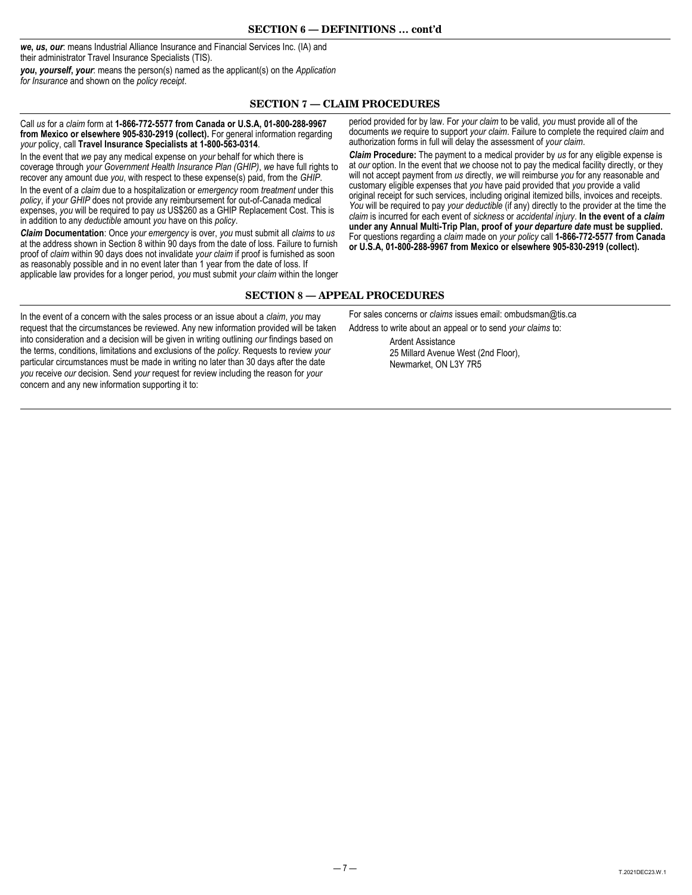## SECTION 6 — DEFINITIONS … cont'd

***we, us, our***: means Industrial Alliance Insurance and Financial Services Inc. (IA) and their administrator Travel Insurance Specialists (TIS).

***you, yourself, your***: means the person(s) named as the applicant(s) on the *Application for Insurance* and shown on the *policy receipt*.

## SECTION 7 — CLAIM PROCEDURES

Call *us* for a *claim* form at **1-866-772-5577 from Canada or U.S.A, 01-800-288-9967 from Mexico or elsewhere 905-830-2919 (collect).** For general information regarding *your* policy, call **Travel Insurance Specialists at 1-800-563-0314**.

In the event that *we* pay any medical expense on *your* behalf for which there is coverage through *your Government Health Insurance Plan (GHIP)*, *we* have full rights to recover any amount due *you*, with respect to these expense(s) paid, from the *GHIP*.

In the event of a *claim* due to a hospitalization or *emergency* room *treatment* under this *policy*, if *your GHIP* does not provide any reimbursement for out-of-Canada medical expenses, *you* will be required to pay *us* US$260 as a GHIP Replacement Cost. This is in addition to any *deductible* amount *you* have on this *policy*.

***Claim* Documentation**: Once *your emergency* is over, *you* must submit all *claims* to *us* at the address shown in Section 8 within 90 days from the date of loss. Failure to furnish proof of *claim* within 90 days does not invalidate *your claim* if proof is furnished as soon as reasonably possible and in no event later than 1 year from the date of loss. If applicable law provides for a longer period, *you* must submit *your claim* within the longer period provided for by law. For *your claim* to be valid, *you* must provide all of the documents *we* require to support *your claim*. Failure to complete the required *claim* and authorization forms in full will delay the assessment of *your claim*.

***Claim* Procedure:** The payment to a medical provider by *us* for any eligible expense is at *our* option. In the event that *we* choose not to pay the medical facility directly, or they will not accept payment from *us* directly, *we* will reimburse *you* for any reasonable and customary eligible expenses that *you* have paid provided that *you* provide a valid original receipt for such services, including original itemized bills, invoices and receipts. *You* will be required to pay *your deductible* (if any) directly to the provider at the time the *claim* is incurred for each event of *sickness* or *accidental injury*. **In the event of a *claim* under any Annual Multi-Trip Plan, proof of *your departure date* must be supplied.** For questions regarding a *claim* made on *your policy* call **1-866-772-5577 from Canada or U.S.A, 01-800-288-9967 from Mexico or elsewhere 905-830-2919 (collect).**

## SECTION 8 — APPEAL PROCEDURES

In the event of a concern with the sales process or an issue about a *claim*, *you* may request that the circumstances be reviewed. Any new information provided will be taken into consideration and a decision will be given in writing outlining *our* findings based on the terms, conditions, limitations and exclusions of the *policy*. Requests to review *your* particular circumstances must be made in writing no later than 30 days after the date *you* receive *our* decision. Send *your* request for review including the reason for *your* concern and any new information supporting it to:

For sales concerns or *claims* issues email: ombudsman@tis.ca

Address to write about an appeal or to send *your claims* to:

Ardent Assistance
25 Millard Avenue West (2nd Floor),
Newmarket, ON L3Y 7R5

T.2021DEC23.W.1